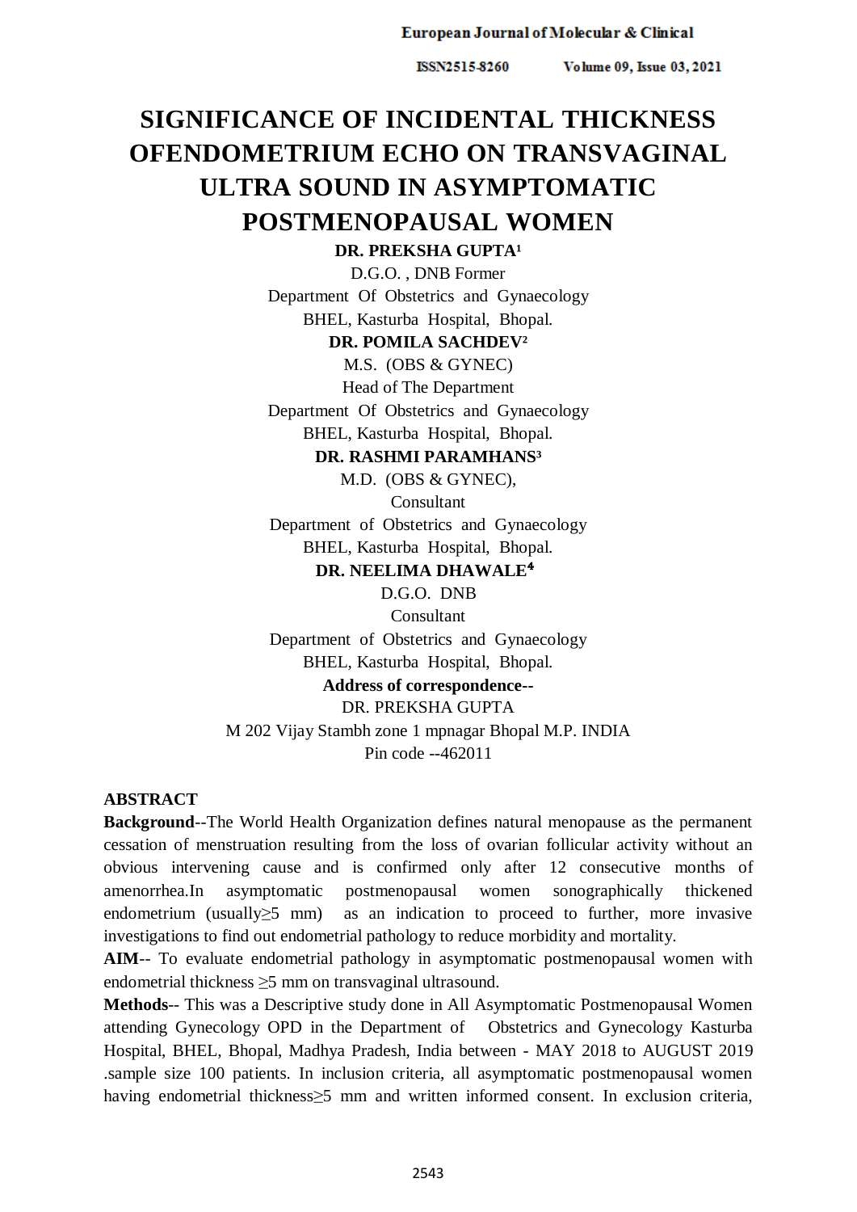# SIGNIFICANCE OF INCIDENTAL THICKNESS OFENDOMETRIUM ECHO ON TRANSVAGINAL ULTRA SOUND IN ASYMPTOMATIC POSTMENOPAUSAL WOMEN

**DR. PREKSHA GUPTA[1]**
D.G.O. , DNB Former
Department Of Obstetrics and Gynaecology
BHEL, Kasturba Hospital, Bhopal.

**DR. POMILA SACHDEV[2]**
M.S. (OBS & GYNEC)
Head of The Department
Department Of Obstetrics and Gynaecology
BHEL, Kasturba Hospital, Bhopal.

**DR. RASHMI PARAMHANS[3]**
M.D. (OBS & GYNEC),
Consultant
Department of Obstetrics and Gynaecology
BHEL, Kasturba Hospital, Bhopal.

**DR. NEELIMA DHAWALE[4]**
D.G.O. DNB
Consultant
Department of Obstetrics and Gynaecology
BHEL, Kasturba Hospital, Bhopal.

**Address of correspondence--**
DR. PREKSHA GUPTA
M 202 Vijay Stambh zone 1 mpnagar Bhopal M.P. INDIA
Pin code --462011

## ABSTRACT

**Background**--The World Health Organization defines natural menopause as the permanent cessation of menstruation resulting from the loss of ovarian follicular activity without an obvious intervening cause and is confirmed only after 12 consecutive months of amenorrhea.In asymptomatic postmenopausal women sonographically thickened endometrium (usually≥5 mm) as an indication to proceed to further, more invasive investigations to find out endometrial pathology to reduce morbidity and mortality.

**AIM**-- To evaluate endometrial pathology in asymptomatic postmenopausal women with endometrial thickness ≥5 mm on transvaginal ultrasound.

**Methods**-- This was a Descriptive study done in All Asymptomatic Postmenopausal Women attending Gynecology OPD in the Department of Obstetrics and Gynecology Kasturba Hospital, BHEL, Bhopal, Madhya Pradesh, India between - MAY 2018 to AUGUST 2019 .sample size 100 patients. In inclusion criteria, all asymptomatic postmenopausal women having endometrial thickness≥5 mm and written informed consent. In exclusion criteria,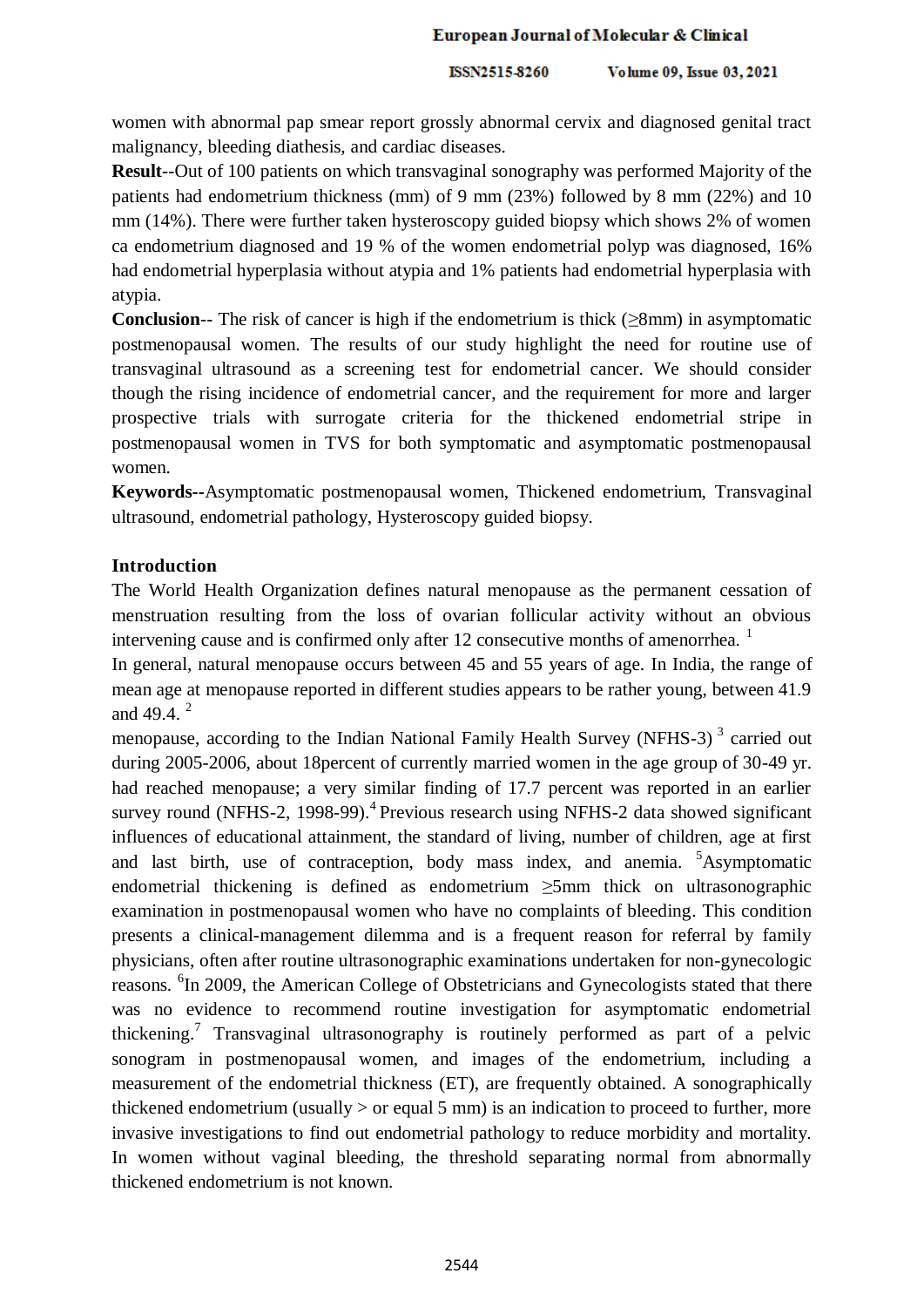women with abnormal pap smear report grossly abnormal cervix and diagnosed genital tract malignancy, bleeding diathesis, and cardiac diseases.

**Result**--Out of 100 patients on which transvaginal sonography was performed Majority of the patients had endometrium thickness (mm) of 9 mm (23%) followed by 8 mm (22%) and 10 mm (14%). There were further taken hysteroscopy guided biopsy which shows 2% of women ca endometrium diagnosed and 19 % of the women endometrial polyp was diagnosed, 16% had endometrial hyperplasia without atypia and 1% patients had endometrial hyperplasia with atypia.

**Conclusion**-- The risk of cancer is high if the endometrium is thick (≥8mm) in asymptomatic postmenopausal women. The results of our study highlight the need for routine use of transvaginal ultrasound as a screening test for endometrial cancer. We should consider though the rising incidence of endometrial cancer, and the requirement for more and larger prospective trials with surrogate criteria for the thickened endometrial stripe in postmenopausal women in TVS for both symptomatic and asymptomatic postmenopausal women.

**Keywords**--Asymptomatic postmenopausal women, Thickened endometrium, Transvaginal ultrasound, endometrial pathology, Hysteroscopy guided biopsy.

## Introduction

The World Health Organization defines natural menopause as the permanent cessation of menstruation resulting from the loss of ovarian follicular activity without an obvious intervening cause and is confirmed only after 12 consecutive months of amenorrhea. [1]

In general, natural menopause occurs between 45 and 55 years of age. In India, the range of mean age at menopause reported in different studies appears to be rather young, between 41.9 and 49.4. [2]

menopause, according to the Indian National Family Health Survey (NFHS-3) [3] carried out during 2005-2006, about 18percent of currently married women in the age group of 30-49 yr. had reached menopause; a very similar finding of 17.7 percent was reported in an earlier survey round (NFHS-2, 1998-99).[4] Previous research using NFHS-2 data showed significant influences of educational attainment, the standard of living, number of children, age at first and last birth, use of contraception, body mass index, and anemia. [5]Asymptomatic endometrial thickening is defined as endometrium ≥5mm thick on ultrasonographic examination in postmenopausal women who have no complaints of bleeding. This condition presents a clinical-management dilemma and is a frequent reason for referral by family physicians, often after routine ultrasonographic examinations undertaken for non-gynecologic reasons. [6]In 2009, the American College of Obstetricians and Gynecologists stated that there was no evidence to recommend routine investigation for asymptomatic endometrial thickening.[7] Transvaginal ultrasonography is routinely performed as part of a pelvic sonogram in postmenopausal women, and images of the endometrium, including a measurement of the endometrial thickness (ET), are frequently obtained. A sonographically thickened endometrium (usually > or equal 5 mm) is an indication to proceed to further, more invasive investigations to find out endometrial pathology to reduce morbidity and mortality. In women without vaginal bleeding, the threshold separating normal from abnormally thickened endometrium is not known.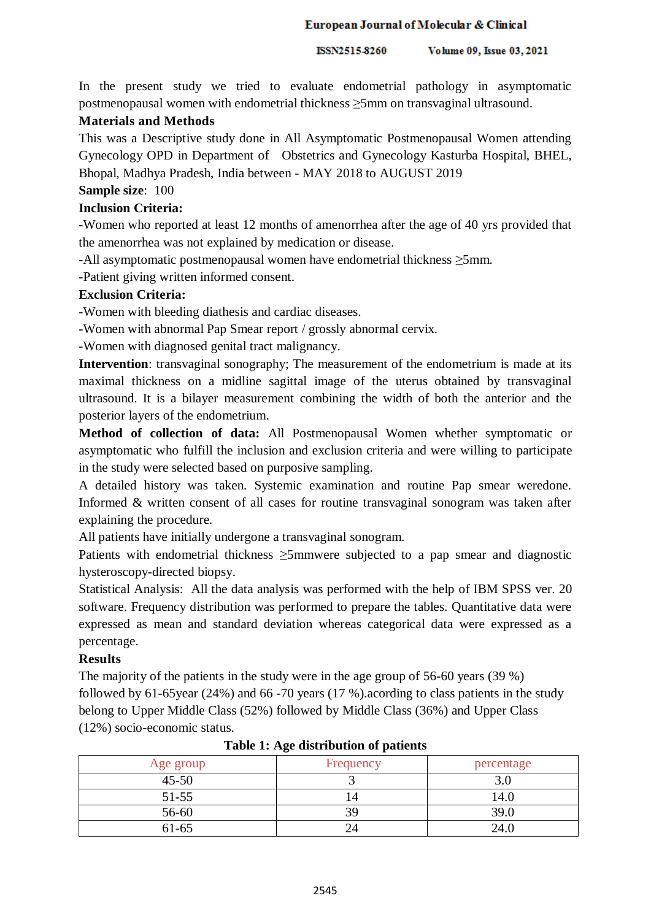In the present study we tried to evaluate endometrial pathology in asymptomatic postmenopausal women with endometrial thickness ≥5mm on transvaginal ultrasound.

## Materials and Methods

This was a Descriptive study done in All Asymptomatic Postmenopausal Women attending Gynecology OPD in Department of Obstetrics and Gynecology Kasturba Hospital, BHEL, Bhopal, Madhya Pradesh, India between - MAY 2018 to AUGUST 2019

**Sample size**: 100

**Inclusion Criteria:**

-Women who reported at least 12 months of amenorrhea after the age of 40 yrs provided that the amenorrhea was not explained by medication or disease.

-All asymptomatic postmenopausal women have endometrial thickness ≥5mm.

-Patient giving written informed consent.

**Exclusion Criteria:**

-Women with bleeding diathesis and cardiac diseases.

-Women with abnormal Pap Smear report / grossly abnormal cervix.

-Women with diagnosed genital tract malignancy.

**Intervention**: transvaginal sonography; The measurement of the endometrium is made at its maximal thickness on a midline sagittal image of the uterus obtained by transvaginal ultrasound. It is a bilayer measurement combining the width of both the anterior and the posterior layers of the endometrium.

**Method of collection of data:** All Postmenopausal Women whether symptomatic or asymptomatic who fulfill the inclusion and exclusion criteria and were willing to participate in the study were selected based on purposive sampling.

A detailed history was taken. Systemic examination and routine Pap smear weredone. Informed & written consent of all cases for routine transvaginal sonogram was taken after explaining the procedure.

All patients have initially undergone a transvaginal sonogram.

Patients with endometrial thickness ≥5mmwere subjected to a pap smear and diagnostic hysteroscopy-directed biopsy.

Statistical Analysis: All the data analysis was performed with the help of IBM SPSS ver. 20 software. Frequency distribution was performed to prepare the tables. Quantitative data were expressed as mean and standard deviation whereas categorical data were expressed as a percentage.

## Results

The majority of the patients in the study were in the age group of 56-60 years (39 %) followed by 61-65year (24%) and 66 -70 years (17 %).acording to class patients in the study belong to Upper Middle Class (52%) followed by Middle Class (36%) and Upper Class (12%) socio-economic status.

**Table 1: Age distribution of patients**

| Age group | Frequency | percentage |
|---|---|---|
| 45-50 | 3 | 3.0 |
| 51-55 | 14 | 14.0 |
| 56-60 | 39 | 39.0 |
| 61-65 | 24 | 24.0 |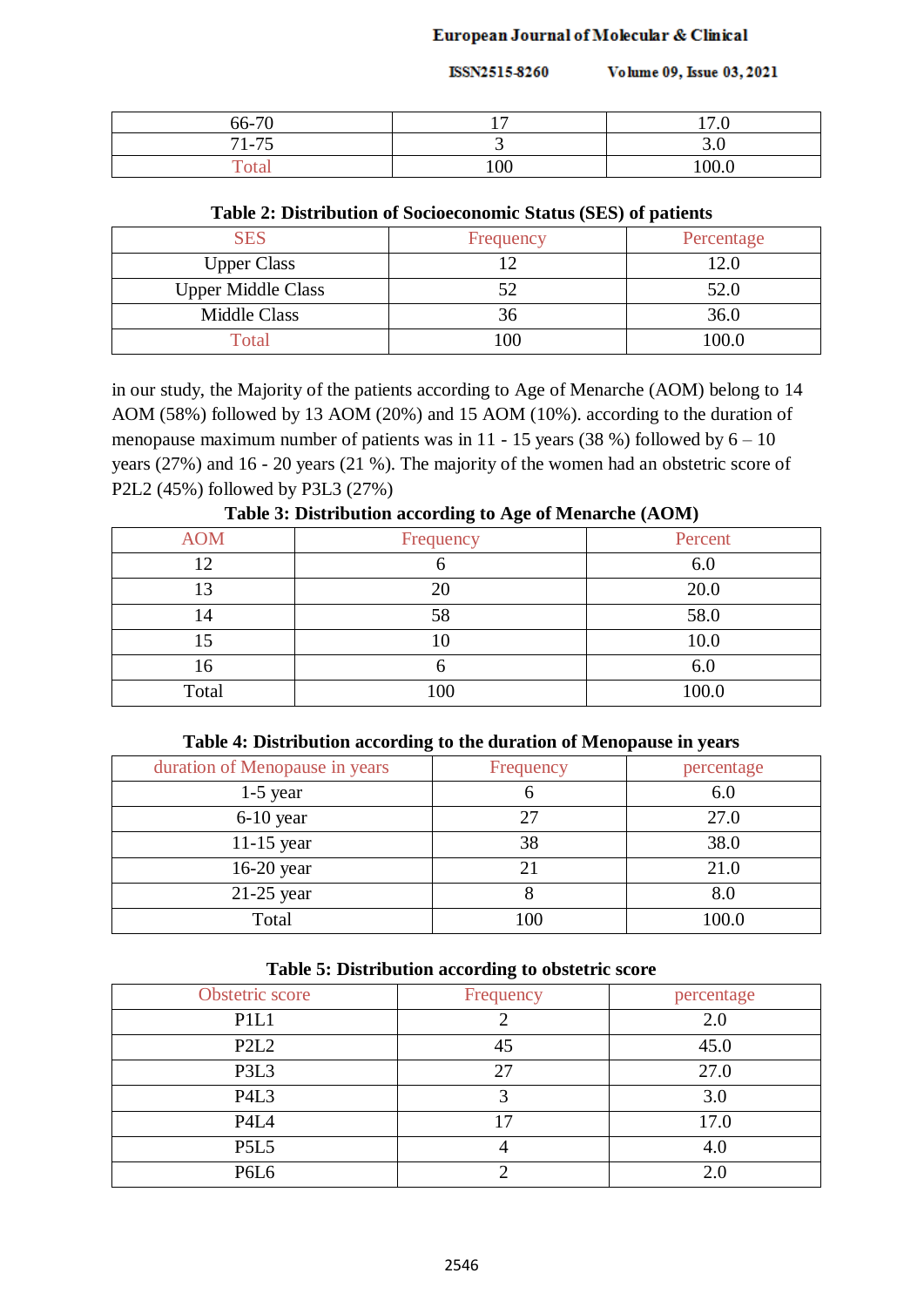| 66-70 | 17 | 17.0 |
|---|---|---|
| 71-75 | 3 | 3.0 |
| Total | 100 | 100.0 |

**Table 2: Distribution of Socioeconomic Status (SES) of patients**

| SES | Frequency | Percentage |
|---|---|---|
| Upper Class | 12 | 12.0 |
| Upper Middle Class | 52 | 52.0 |
| Middle Class | 36 | 36.0 |
| Total | 100 | 100.0 |

in our study, the Majority of the patients according to Age of Menarche (AOM) belong to 14 AOM (58%) followed by 13 AOM (20%) and 15 AOM (10%). according to the duration of menopause maximum number of patients was in 11 - 15 years (38 %) followed by 6 – 10 years (27%) and 16 - 20 years (21 %). The majority of the women had an obstetric score of P2L2 (45%) followed by P3L3 (27%)

**Table 3: Distribution according to Age of Menarche (AOM)**

| AOM | Frequency | Percent |
|---|---|---|
| 12 | 6 | 6.0 |
| 13 | 20 | 20.0 |
| 14 | 58 | 58.0 |
| 15 | 10 | 10.0 |
| 16 | 6 | 6.0 |
| Total | 100 | 100.0 |

**Table 4: Distribution according to the duration of Menopause in years**

| duration of Menopause in years | Frequency | percentage |
|---|---|---|
| 1-5 year | 6 | 6.0 |
| 6-10 year | 27 | 27.0 |
| 11-15 year | 38 | 38.0 |
| 16-20 year | 21 | 21.0 |
| 21-25 year | 8 | 8.0 |
| Total | 100 | 100.0 |

**Table 5: Distribution according to obstetric score**

| Obstetric score | Frequency | percentage |
|---|---|---|
| P1L1 | 2 | 2.0 |
| P2L2 | 45 | 45.0 |
| P3L3 | 27 | 27.0 |
| P4L3 | 3 | 3.0 |
| P4L4 | 17 | 17.0 |
| P5L5 | 4 | 4.0 |
| P6L6 | 2 | 2.0 |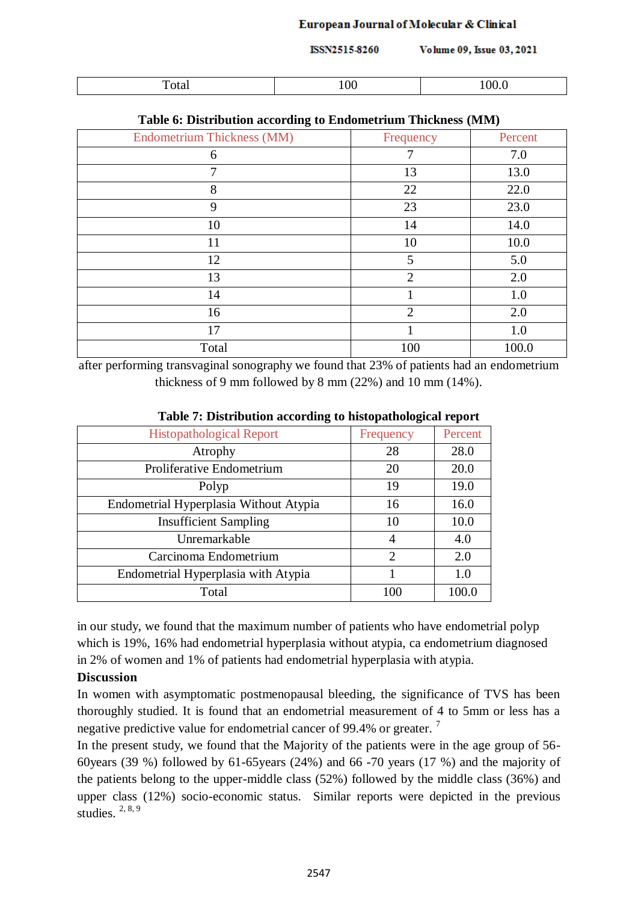| Total | 100 | 100.0 |
|---|---|---|

**Table 6: Distribution according to Endometrium Thickness (MM)**

| Endometrium Thickness (MM) | Frequency | Percent |
|---|---|---|
| 6 | 7 | 7.0 |
| 7 | 13 | 13.0 |
| 8 | 22 | 22.0 |
| 9 | 23 | 23.0 |
| 10 | 14 | 14.0 |
| 11 | 10 | 10.0 |
| 12 | 5 | 5.0 |
| 13 | 2 | 2.0 |
| 14 | 1 | 1.0 |
| 16 | 2 | 2.0 |
| 17 | 1 | 1.0 |
| Total | 100 | 100.0 |

after performing transvaginal sonography we found that 23% of patients had an endometrium thickness of 9 mm followed by 8 mm (22%) and 10 mm (14%).

**Table 7: Distribution according to histopathological report**

| Histopathological Report | Frequency | Percent |
|---|---|---|
| Atrophy | 28 | 28.0 |
| Proliferative Endometrium | 20 | 20.0 |
| Polyp | 19 | 19.0 |
| Endometrial Hyperplasia Without Atypia | 16 | 16.0 |
| Insufficient Sampling | 10 | 10.0 |
| Unremarkable | 4 | 4.0 |
| Carcinoma Endometrium | 2 | 2.0 |
| Endometrial Hyperplasia with Atypia | 1 | 1.0 |
| Total | 100 | 100.0 |

in our study, we found that the maximum number of patients who have endometrial polyp which is 19%, 16% had endometrial hyperplasia without atypia, ca endometrium diagnosed in 2% of women and 1% of patients had endometrial hyperplasia with atypia.

## Discussion

In women with asymptomatic postmenopausal bleeding, the significance of TVS has been thoroughly studied. It is found that an endometrial measurement of 4 to 5mm or less has a negative predictive value for endometrial cancer of 99.4% or greater. [7]

In the present study, we found that the Majority of the patients were in the age group of 56-60years (39 %) followed by 61-65years (24%) and 66 -70 years (17 %) and the majority of the patients belong to the upper-middle class (52%) followed by the middle class (36%) and upper class (12%) socio-economic status. Similar reports were depicted in the previous studies. [2, 8, 9]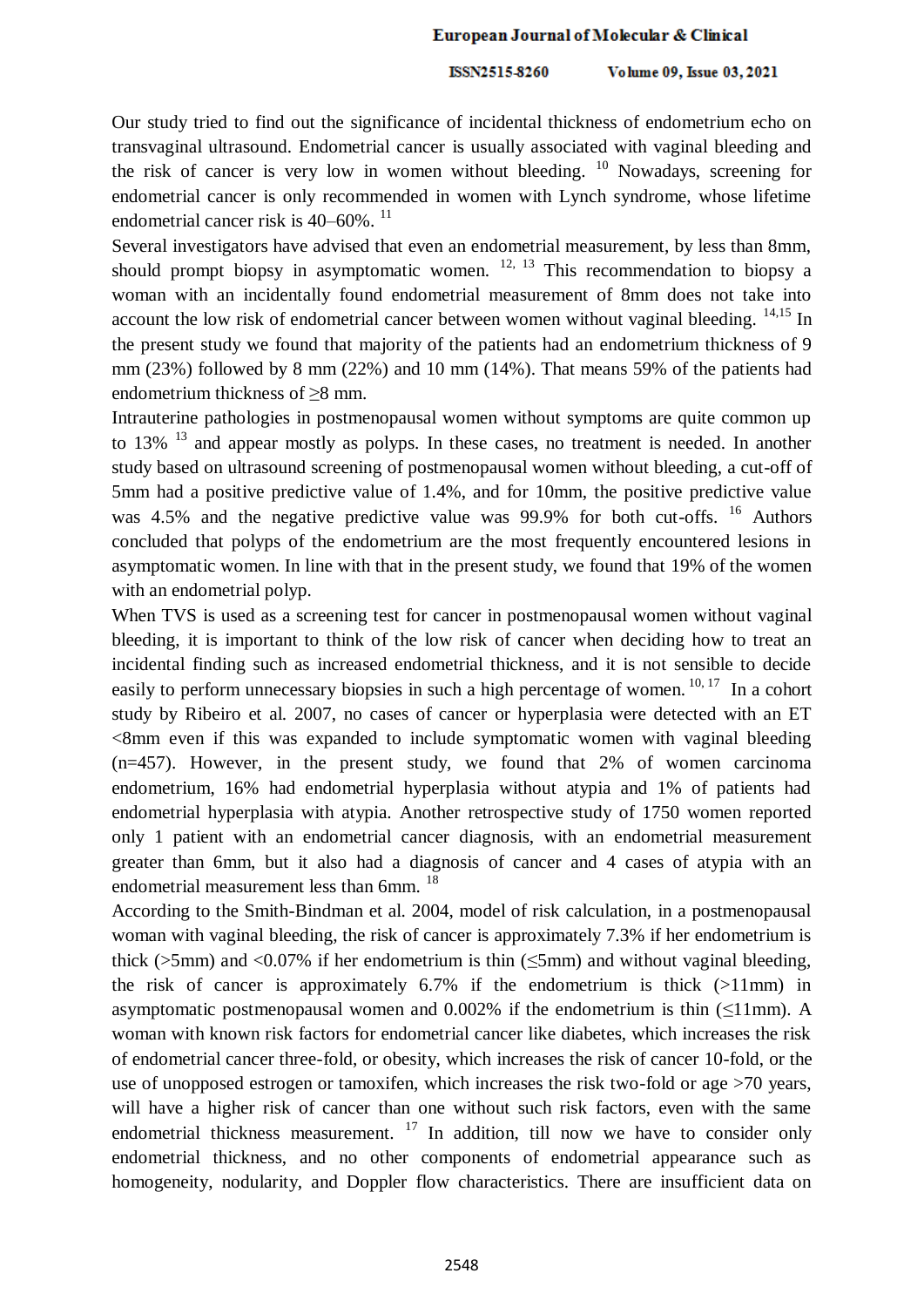Our study tried to find out the significance of incidental thickness of endometrium echo on transvaginal ultrasound. Endometrial cancer is usually associated with vaginal bleeding and the risk of cancer is very low in women without bleeding. [10] Nowadays, screening for endometrial cancer is only recommended in women with Lynch syndrome, whose lifetime endometrial cancer risk is 40–60%. [11]

Several investigators have advised that even an endometrial measurement, by less than 8mm, should prompt biopsy in asymptomatic women. [12, 13] This recommendation to biopsy a woman with an incidentally found endometrial measurement of 8mm does not take into account the low risk of endometrial cancer between women without vaginal bleeding. [14,15] In the present study we found that majority of the patients had an endometrium thickness of 9 mm (23%) followed by 8 mm (22%) and 10 mm (14%). That means 59% of the patients had endometrium thickness of ≥8 mm.

Intrauterine pathologies in postmenopausal women without symptoms are quite common up to 13% [13] and appear mostly as polyps. In these cases, no treatment is needed. In another study based on ultrasound screening of postmenopausal women without bleeding, a cut-off of 5mm had a positive predictive value of 1.4%, and for 10mm, the positive predictive value was 4.5% and the negative predictive value was 99.9% for both cut-offs. [16] Authors concluded that polyps of the endometrium are the most frequently encountered lesions in asymptomatic women. In line with that in the present study, we found that 19% of the women with an endometrial polyp.

When TVS is used as a screening test for cancer in postmenopausal women without vaginal bleeding, it is important to think of the low risk of cancer when deciding how to treat an incidental finding such as increased endometrial thickness, and it is not sensible to decide easily to perform unnecessary biopsies in such a high percentage of women. [10, 17] In a cohort study by Ribeiro et al. 2007, no cases of cancer or hyperplasia were detected with an ET <8mm even if this was expanded to include symptomatic women with vaginal bleeding (n=457). However, in the present study, we found that 2% of women carcinoma endometrium, 16% had endometrial hyperplasia without atypia and 1% of patients had endometrial hyperplasia with atypia. Another retrospective study of 1750 women reported only 1 patient with an endometrial cancer diagnosis, with an endometrial measurement greater than 6mm, but it also had a diagnosis of cancer and 4 cases of atypia with an endometrial measurement less than 6mm. [18]

According to the Smith-Bindman et al. 2004, model of risk calculation, in a postmenopausal woman with vaginal bleeding, the risk of cancer is approximately 7.3% if her endometrium is thick (>5mm) and <0.07% if her endometrium is thin (≤5mm) and without vaginal bleeding, the risk of cancer is approximately 6.7% if the endometrium is thick (>11mm) in asymptomatic postmenopausal women and 0.002% if the endometrium is thin (≤11mm). A woman with known risk factors for endometrial cancer like diabetes, which increases the risk of endometrial cancer three-fold, or obesity, which increases the risk of cancer 10-fold, or the use of unopposed estrogen or tamoxifen, which increases the risk two-fold or age >70 years, will have a higher risk of cancer than one without such risk factors, even with the same endometrial thickness measurement. [17] In addition, till now we have to consider only endometrial thickness, and no other components of endometrial appearance such as homogeneity, nodularity, and Doppler flow characteristics. There are insufficient data on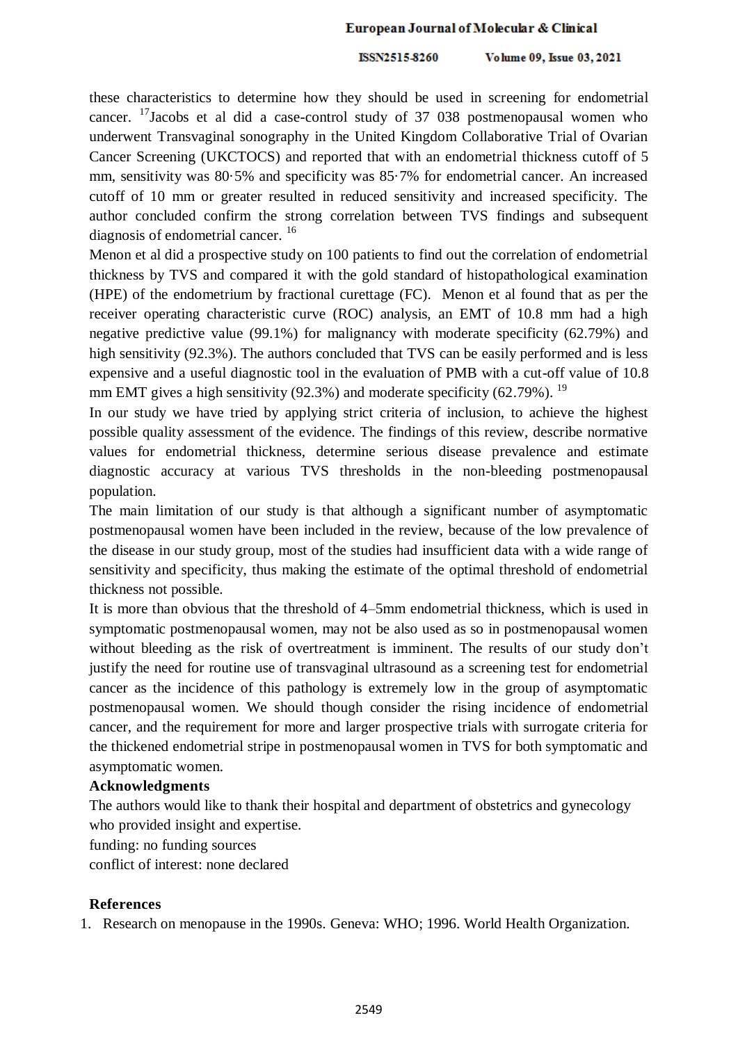these characteristics to determine how they should be used in screening for endometrial cancer. [17]Jacobs et al did a case-control study of 37 038 postmenopausal women who underwent Transvaginal sonography in the United Kingdom Collaborative Trial of Ovarian Cancer Screening (UKCTOCS) and reported that with an endometrial thickness cutoff of 5 mm, sensitivity was 80·5% and specificity was 85·7% for endometrial cancer. An increased cutoff of 10 mm or greater resulted in reduced sensitivity and increased specificity. The author concluded confirm the strong correlation between TVS findings and subsequent diagnosis of endometrial cancer. [16]

Menon et al did a prospective study on 100 patients to find out the correlation of endometrial thickness by TVS and compared it with the gold standard of histopathological examination (HPE) of the endometrium by fractional curettage (FC). Menon et al found that as per the receiver operating characteristic curve (ROC) analysis, an EMT of 10.8 mm had a high negative predictive value (99.1%) for malignancy with moderate specificity (62.79%) and high sensitivity (92.3%). The authors concluded that TVS can be easily performed and is less expensive and a useful diagnostic tool in the evaluation of PMB with a cut-off value of 10.8 mm EMT gives a high sensitivity (92.3%) and moderate specificity (62.79%). [19]

In our study we have tried by applying strict criteria of inclusion, to achieve the highest possible quality assessment of the evidence. The findings of this review, describe normative values for endometrial thickness, determine serious disease prevalence and estimate diagnostic accuracy at various TVS thresholds in the non-bleeding postmenopausal population.

The main limitation of our study is that although a significant number of asymptomatic postmenopausal women have been included in the review, because of the low prevalence of the disease in our study group, most of the studies had insufficient data with a wide range of sensitivity and specificity, thus making the estimate of the optimal threshold of endometrial thickness not possible.

It is more than obvious that the threshold of 4–5mm endometrial thickness, which is used in symptomatic postmenopausal women, may not be also used as so in postmenopausal women without bleeding as the risk of overtreatment is imminent. The results of our study don't justify the need for routine use of transvaginal ultrasound as a screening test for endometrial cancer as the incidence of this pathology is extremely low in the group of asymptomatic postmenopausal women. We should though consider the rising incidence of endometrial cancer, and the requirement for more and larger prospective trials with surrogate criteria for the thickened endometrial stripe in postmenopausal women in TVS for both symptomatic and asymptomatic women.

**Acknowledgments**

The authors would like to thank their hospital and department of obstetrics and gynecology who provided insight and expertise.

funding: no funding sources

conflict of interest: none declared

## References

1. Research on menopause in the 1990s. Geneva: WHO; 1996. World Health Organization.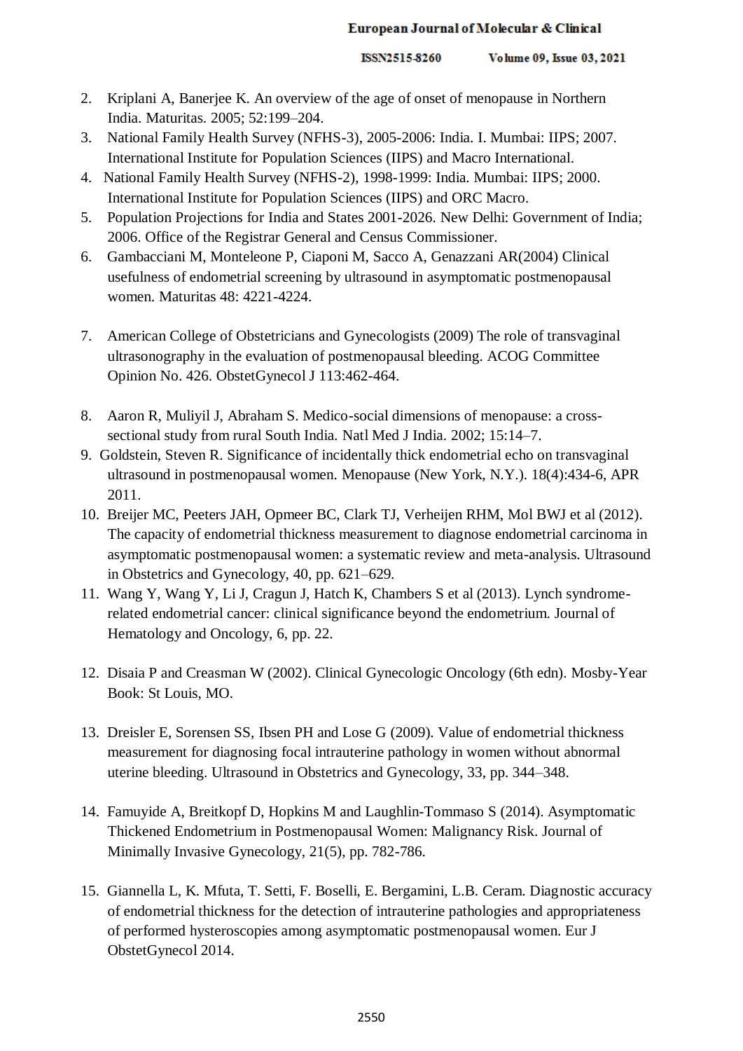2. Kriplani A, Banerjee K. An overview of the age of onset of menopause in Northern India. Maturitas. 2005; 52:199–204.
3. National Family Health Survey (NFHS-3), 2005-2006: India. I. Mumbai: IIPS; 2007. International Institute for Population Sciences (IIPS) and Macro International.
4. National Family Health Survey (NFHS-2), 1998-1999: India. Mumbai: IIPS; 2000. International Institute for Population Sciences (IIPS) and ORC Macro.
5. Population Projections for India and States 2001-2026. New Delhi: Government of India; 2006. Office of the Registrar General and Census Commissioner.
6. Gambacciani M, Monteleone P, Ciaponi M, Sacco A, Genazzani AR(2004) Clinical usefulness of endometrial screening by ultrasound in asymptomatic postmenopausal women. Maturitas 48: 4221-4224.
7. American College of Obstetricians and Gynecologists (2009) The role of transvaginal ultrasonography in the evaluation of postmenopausal bleeding. ACOG Committee Opinion No. 426. ObstetGynecol J 113:462-464.
8. Aaron R, Muliyil J, Abraham S. Medico-social dimensions of menopause: a cross-sectional study from rural South India. Natl Med J India. 2002; 15:14–7.
9. Goldstein, Steven R. Significance of incidentally thick endometrial echo on transvaginal ultrasound in postmenopausal women. Menopause (New York, N.Y.). 18(4):434-6, APR 2011.
10. Breijer MC, Peeters JAH, Opmeer BC, Clark TJ, Verheijen RHM, Mol BWJ et al (2012). The capacity of endometrial thickness measurement to diagnose endometrial carcinoma in asymptomatic postmenopausal women: a systematic review and meta-analysis. Ultrasound in Obstetrics and Gynecology, 40, pp. 621–629.
11. Wang Y, Wang Y, Li J, Cragun J, Hatch K, Chambers S et al (2013). Lynch syndrome-related endometrial cancer: clinical significance beyond the endometrium. Journal of Hematology and Oncology, 6, pp. 22.
12. Disaia P and Creasman W (2002). Clinical Gynecologic Oncology (6th edn). Mosby-Year Book: St Louis, MO.
13. Dreisler E, Sorensen SS, Ibsen PH and Lose G (2009). Value of endometrial thickness measurement for diagnosing focal intrauterine pathology in women without abnormal uterine bleeding. Ultrasound in Obstetrics and Gynecology, 33, pp. 344–348.
14. Famuyide A, Breitkopf D, Hopkins M and Laughlin-Tommaso S (2014). Asymptomatic Thickened Endometrium in Postmenopausal Women: Malignancy Risk. Journal of Minimally Invasive Gynecology, 21(5), pp. 782-786.
15. Giannella L, K. Mfuta, T. Setti, F. Boselli, E. Bergamini, L.B. Ceram. Diagnostic accuracy of endometrial thickness for the detection of intrauterine pathologies and appropriateness of performed hysteroscopies among asymptomatic postmenopausal women. Eur J ObstetGynecol 2014.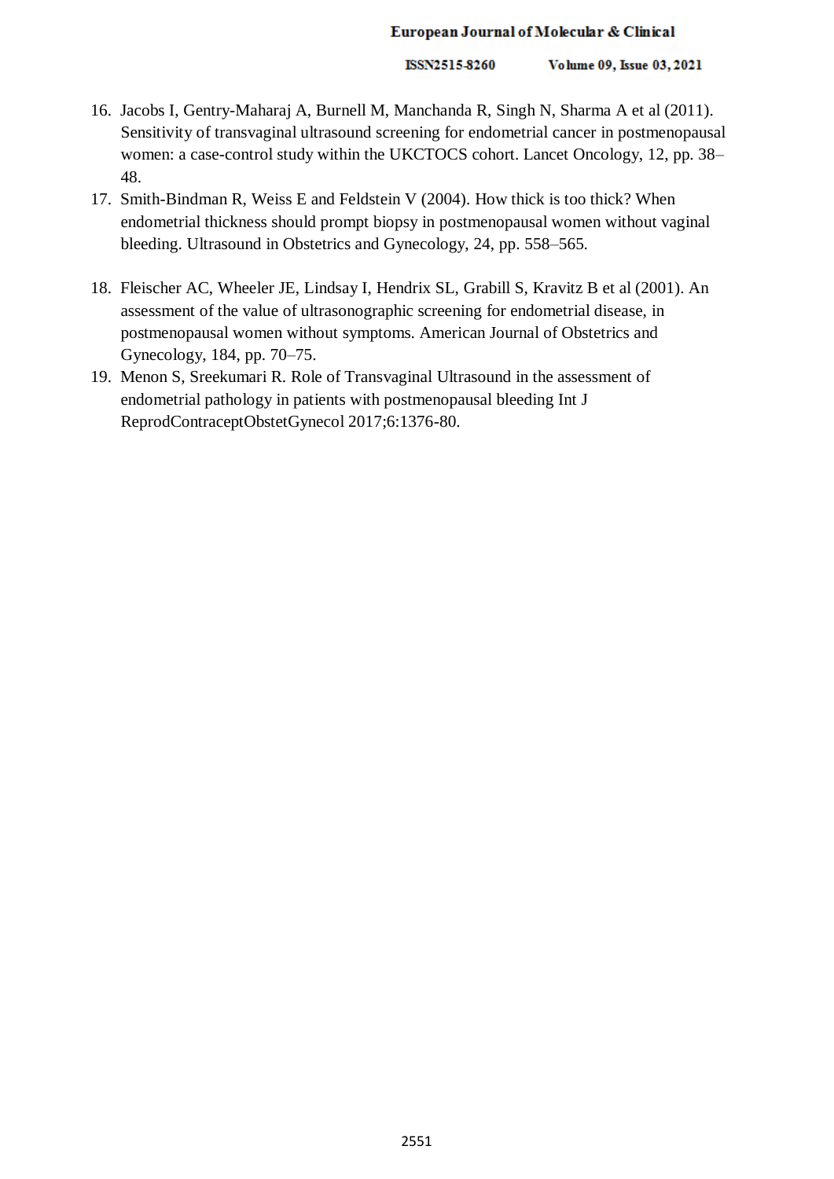16. Jacobs I, Gentry-Maharaj A, Burnell M, Manchanda R, Singh N, Sharma A et al (2011). Sensitivity of transvaginal ultrasound screening for endometrial cancer in postmenopausal women: a case-control study within the UKCTOCS cohort. Lancet Oncology, 12, pp. 38–48.
17. Smith-Bindman R, Weiss E and Feldstein V (2004). How thick is too thick? When endometrial thickness should prompt biopsy in postmenopausal women without vaginal bleeding. Ultrasound in Obstetrics and Gynecology, 24, pp. 558–565.
18. Fleischer AC, Wheeler JE, Lindsay I, Hendrix SL, Grabill S, Kravitz B et al (2001). An assessment of the value of ultrasonographic screening for endometrial disease, in postmenopausal women without symptoms. American Journal of Obstetrics and Gynecology, 184, pp. 70–75.
19. Menon S, Sreekumari R. Role of Transvaginal Ultrasound in the assessment of endometrial pathology in patients with postmenopausal bleeding Int J ReprodContraceptObstetGynecol 2017;6:1376-80.